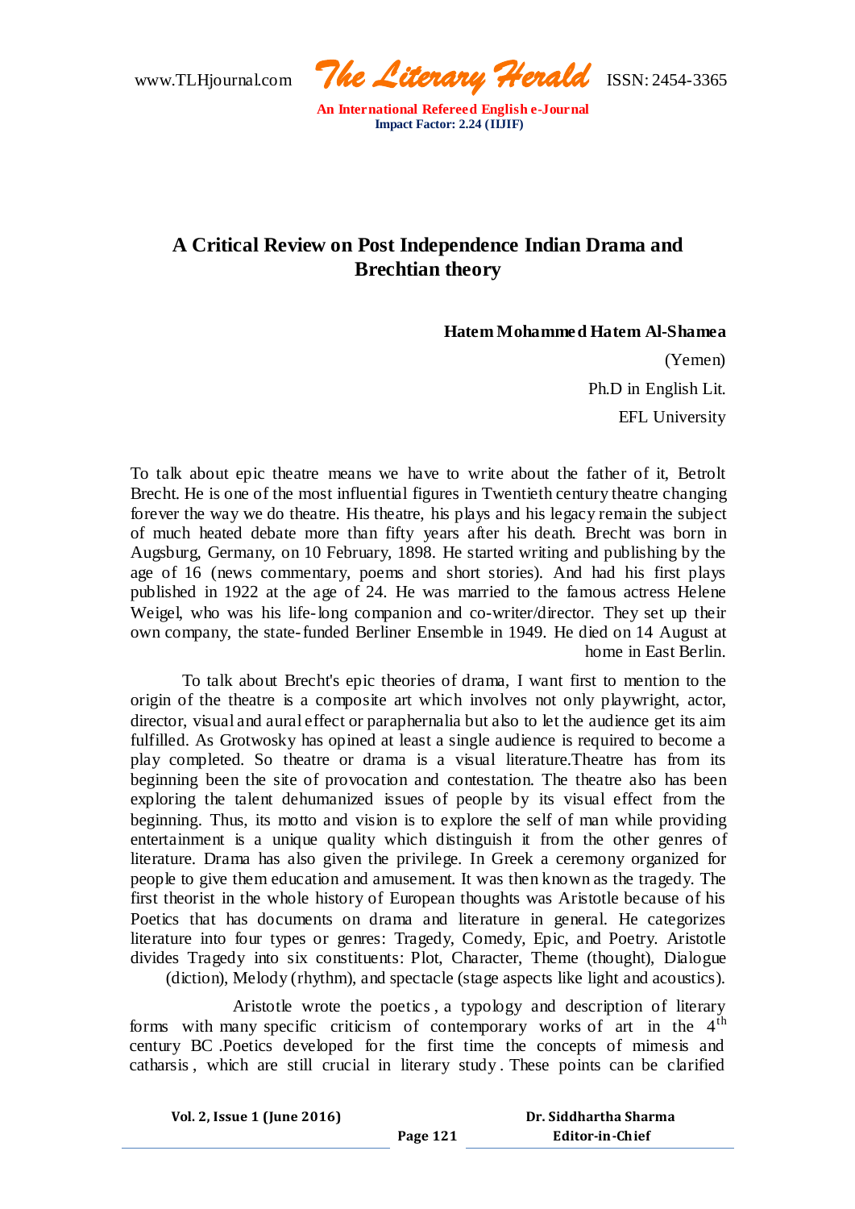# A Critical Review on Post Independence Indian Drama and Brechtian theory

**Hatem Mohammed Hatem Al-Shamea**

(Yemen)

Ph.D in English Lit.

EFL University

To talk about epic theatre means we have to write about the father of it, Betrolt Brecht. He is one of the most influential figures in Twentieth century theatre changing forever the way we do theatre. His theatre, his plays and his legacy remain the subject of much heated debate more than fifty years after his death. Brecht was born in Augsburg, Germany, on 10 February, 1898. He started writing and publishing by the age of 16 (news commentary, poems and short stories). And had his first plays published in 1922 at the age of 24. He was married to the famous actress Helene Weigel, who was his life-long companion and co-writer/director. They set up their own company, the state-funded Berliner Ensemble in 1949. He died on 14 August at home in East Berlin.

To talk about Brecht's epic theories of drama, I want first to mention to the origin of the theatre is a composite art which involves not only playwright, actor, director, visual and aural effect or paraphernalia but also to let the audience get its aim fulfilled. As Grotwosky has opined at least a single audience is required to become a play completed. So theatre or drama is a visual literature.Theatre has from its beginning been the site of provocation and contestation. The theatre also has been exploring the talent dehumanized issues of people by its visual effect from the beginning. Thus, its motto and vision is to explore the self of man while providing entertainment is a unique quality which distinguish it from the other genres of literature. Drama has also given the privilege. In Greek a ceremony organized for people to give them education and amusement. It was then known as the tragedy. The first theorist in the whole history of European thoughts was Aristotle because of his Poetics that has documents on drama and literature in general. He categorizes literature into four types or genres: Tragedy, Comedy, Epic, and Poetry. Aristotle divides Tragedy into six constituents: Plot, Character, Theme (thought), Dialogue (diction), Melody (rhythm), and spectacle (stage aspects like light and acoustics).

Aristotle wrote the poetics , a typology and description of literary forms with many specific criticism of contemporary works of art in the 4th century BC .Poetics developed for the first time the concepts of mimesis and catharsis , which are still crucial in literary study . These points can be clarified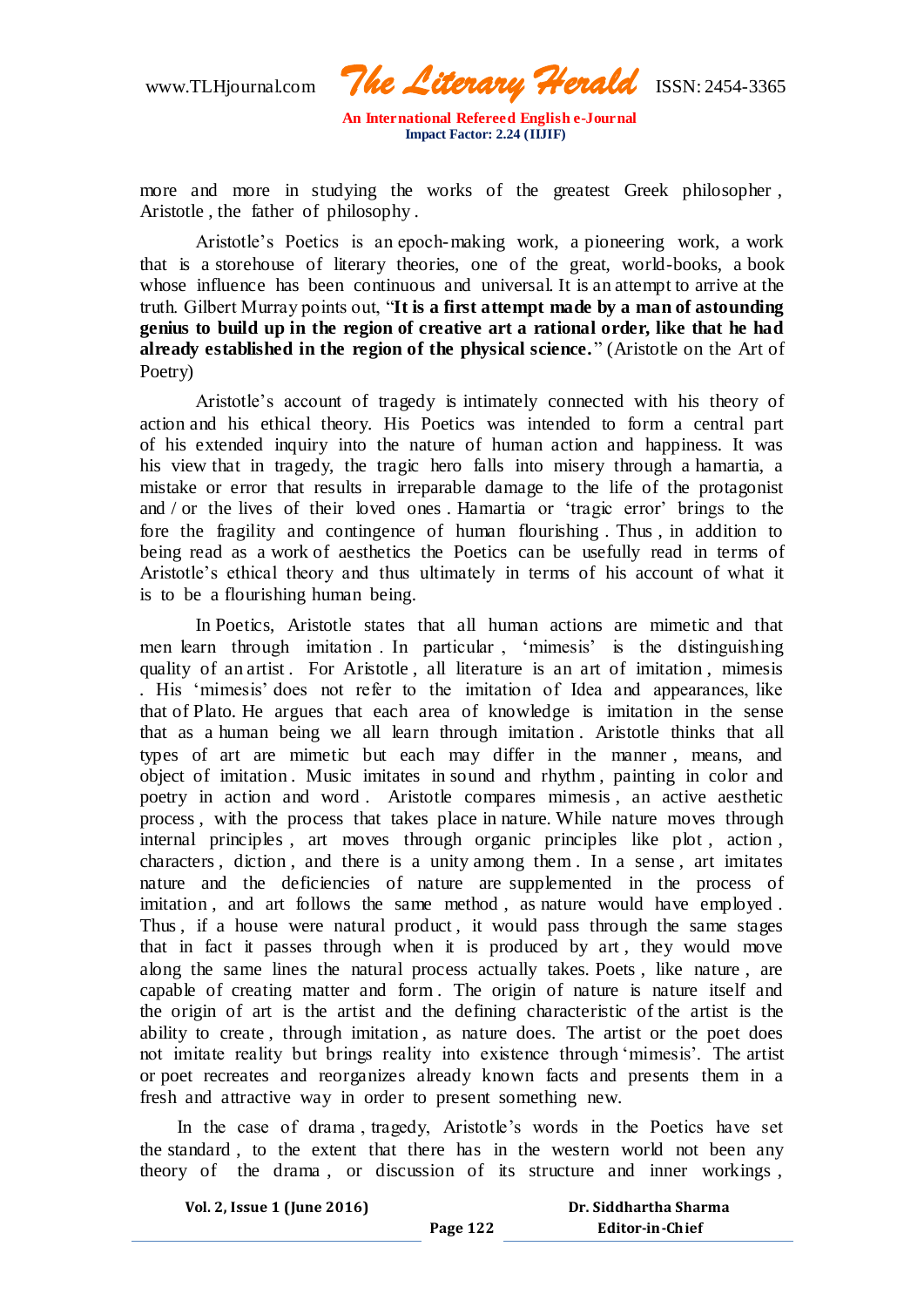more and more in studying the works of the greatest Greek philosopher , Aristotle , the father of philosophy .

Aristotle's Poetics is an epoch-making work, a pioneering work, a work that is a storehouse of literary theories, one of the great, world-books, a book whose influence has been continuous and universal. It is an attempt to arrive at the truth. Gilbert Murray points out, "**It is a first attempt made by a man of astounding genius to build up in the region of creative art a rational order, like that he had already established in the region of the physical science.**" (Aristotle on the Art of Poetry)

Aristotle's account of tragedy is intimately connected with his theory of action and his ethical theory. His Poetics was intended to form a central part of his extended inquiry into the nature of human action and happiness. It was his view that in tragedy, the tragic hero falls into misery through a hamartia, a mistake or error that results in irreparable damage to the life of the protagonist and / or the lives of their loved ones . Hamartia or 'tragic error' brings to the fore the fragility and contingence of human flourishing . Thus , in addition to being read as a work of aesthetics the Poetics can be usefully read in terms of Aristotle's ethical theory and thus ultimately in terms of his account of what it is to be a flourishing human being.

In Poetics, Aristotle states that all human actions are mimetic and that men learn through imitation . In particular , 'mimesis' is the distinguishing quality of an artist . For Aristotle , all literature is an art of imitation , mimesis . His 'mimesis' does not refer to the imitation of Idea and appearances, like that of Plato. He argues that each area of knowledge is imitation in the sense that as a human being we all learn through imitation . Aristotle thinks that all types of art are mimetic but each may differ in the manner , means, and object of imitation . Music imitates in sound and rhythm , painting in color and poetry in action and word . Aristotle compares mimesis , an active aesthetic process , with the process that takes place in nature. While nature moves through internal principles , art moves through organic principles like plot , action , characters , diction , and there is a unity among them . In a sense , art imitates nature and the deficiencies of nature are supplemented in the process of imitation , and art follows the same method , as nature would have employed . Thus , if a house were natural product , it would pass through the same stages that in fact it passes through when it is produced by art , they would move along the same lines the natural process actually takes. Poets , like nature , are capable of creating matter and form . The origin of nature is nature itself and the origin of art is the artist and the defining characteristic of the artist is the ability to create , through imitation , as nature does. The artist or the poet does not imitate reality but brings reality into existence through 'mimesis'. The artist or poet recreates and reorganizes already known facts and presents them in a fresh and attractive way in order to present something new.

In the case of drama , tragedy, Aristotle's words in the Poetics have set the standard , to the extent that there has in the western world not been any theory of the drama , or discussion of its structure and inner workings ,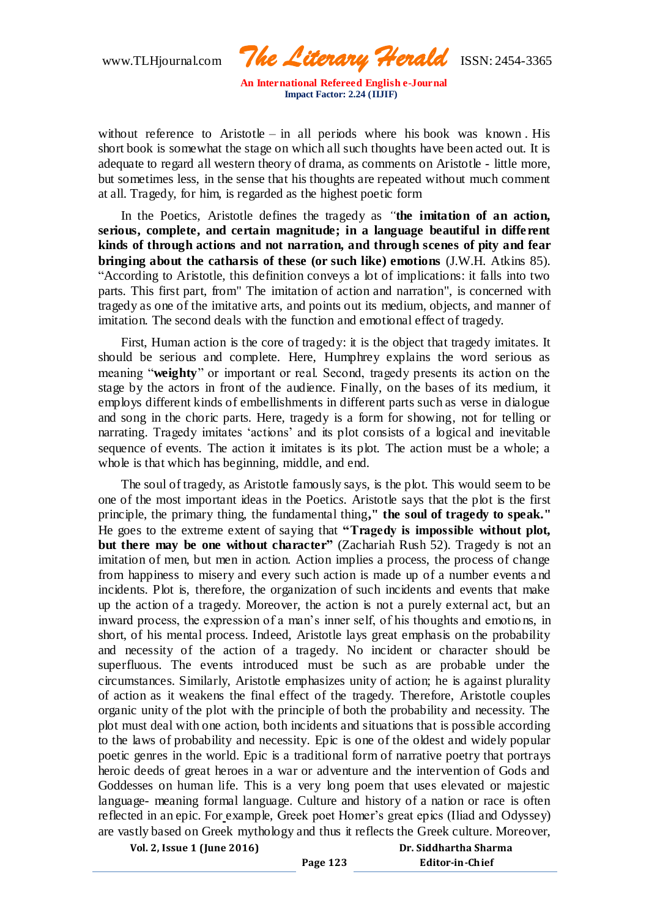without reference to Aristotle – in all periods where his book was known . His short book is somewhat the stage on which all such thoughts have been acted out. It is adequate to regard all western theory of drama, as comments on Aristotle - little more, but sometimes less, in the sense that his thoughts are repeated without much comment at all. Tragedy, for him, is regarded as the highest poetic form

In the Poetics, Aristotle defines the tragedy as *"***the imitation of an action, serious, complete, and certain magnitude; in a language beautiful in different kinds of through actions and not narration, and through scenes of pity and fear bringing about the catharsis of these (or such like) emotions** (J.W.H. Atkins 85). "According to Aristotle, this definition conveys a lot of implications: it falls into two parts. This first part, from" The imitation of action and narration", is concerned with tragedy as one of the imitative arts, and points out its medium, objects, and manner of imitation. The second deals with the function and emotional effect of tragedy.

First, Human action is the core of tragedy: it is the object that tragedy imitates. It should be serious and complete. Here, Humphrey explains the word serious as meaning "**weighty**" or important or real. Second, tragedy presents its action on the stage by the actors in front of the audience. Finally, on the bases of its medium, it employs different kinds of embellishments in different parts such as verse in dialogue and song in the choric parts. Here, tragedy is a form for showing, not for telling or narrating. Tragedy imitates 'actions' and its plot consists of a logical and inevitable sequence of events. The action it imitates is its plot. The action must be a whole; a whole is that which has beginning, middle, and end.

The soul of tragedy, as Aristotle famously says, is the plot. This would seem to be one of the most important ideas in the Poetics. Aristotle says that the plot is the first principle, the primary thing, the fundamental thing**," the soul of tragedy to speak."** He goes to the extreme extent of saying that **"Tragedy is impossible without plot, but there may be one without character"** (Zachariah Rush 52). Tragedy is not an imitation of men, but men in action. Action implies a process, the process of change from happiness to misery and every such action is made up of a number events and incidents. Plot is, therefore, the organization of such incidents and events that make up the action of a tragedy. Moreover, the action is not a purely external act, but an inward process, the expression of a man's inner self, of his thoughts and emotions, in short, of his mental process. Indeed, Aristotle lays great emphasis on the probability and necessity of the action of a tragedy. No incident or character should be superfluous. The events introduced must be such as are probable under the circumstances. Similarly, Aristotle emphasizes unity of action; he is against plurality of action as it weakens the final effect of the tragedy. Therefore, Aristotle couples organic unity of the plot with the principle of both the probability and necessity. The plot must deal with one action, both incidents and situations that is possible according to the laws of probability and necessity. Epic is one of the oldest and widely popular poetic genres in the world. Epic is a traditional form of narrative poetry that portrays heroic deeds of great heroes in a war or adventure and the intervention of Gods and Goddesses on human life. This is a very long poem that uses elevated or majestic language- meaning formal language. Culture and history of a nation or race is often reflected in an epic. For example, Greek poet Homer's great epics (Iliad and Odyssey) are vastly based on Greek mythology and thus it reflects the Greek culture. Moreover,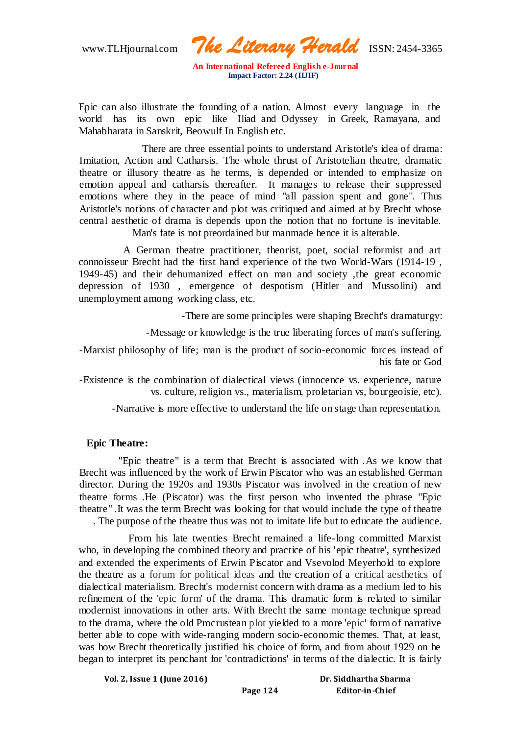Epic can also illustrate the founding of a nation. Almost every language in the world has its own epic like Iliad and Odyssey in Greek, Ramayana, and Mahabharata in Sanskrit, Beowulf In English etc.

There are three essential points to understand Aristotle's idea of drama: Imitation, Action and Catharsis. The whole thrust of Aristotelian theatre, dramatic theatre or illusory theatre as he terms, is depended or intended to emphasize on emotion appeal and catharsis thereafter. It manages to release their suppressed emotions where they in the peace of mind "all passion spent and gone". Thus Aristotle's notions of character and plot was critiqued and aimed at by Brecht whose central aesthetic of drama is depends upon the notion that no fortune is inevitable. Man's fate is not preordained but manmade hence it is alterable.

A German theatre practitioner, theorist, poet, social reformist and art connoisseur Brecht had the first hand experience of the two World-Wars (1914-19 , 1949-45) and their dehumanized effect on man and society ,the great economic depression of 1930 , emergence of despotism (Hitler and Mussolini) and unemployment among working class, etc.

-There are some principles were shaping Brecht's dramaturgy:

-Message or knowledge is the true liberating forces of man's suffering.

-Marxist philosophy of life; man is the product of socio-economic forces instead of his fate or God

-Existence is the combination of dialectical views (innocence vs. experience, nature vs. culture, religion vs., materialism, proletarian vs, bourgeoisie, etc).

-Narrative is more effective to understand the life on stage than representation.

**Epic Theatre:**

"Epic theatre" is a term that Brecht is associated with .As we know that Brecht was influenced by the work of Erwin Piscator who was an established German director. During the 1920s and 1930s Piscator was involved in the creation of new theatre forms .He (Piscator) was the first person who invented the phrase "Epic theatre" .It was the term Brecht was looking for that would include the type of theatre . The purpose of the theatre thus was not to imitate life but to educate the audience.

From his late twenties Brecht remained a life-long committed Marxist who, in developing the combined theory and practice of his 'epic theatre', synthesized and extended the experiments of Erwin Piscator and Vsevolod Meyerhold to explore the theatre as a forum for political ideas and the creation of a critical aesthetics of dialectical materialism. Brecht's modernist concern with drama as a medium led to his refinement of the 'epic form' of the drama. This dramatic form is related to similar modernist innovations in other arts. With Brecht the same montage technique spread to the drama, where the old Procrustean plot yielded to a more 'epic' form of narrative better able to cope with wide-ranging modern socio-economic themes. That, at least, was how Brecht theoretically justified his choice of form, and from about 1929 on he began to interpret its penchant for 'contradictions' in terms of the dialectic. It is fairly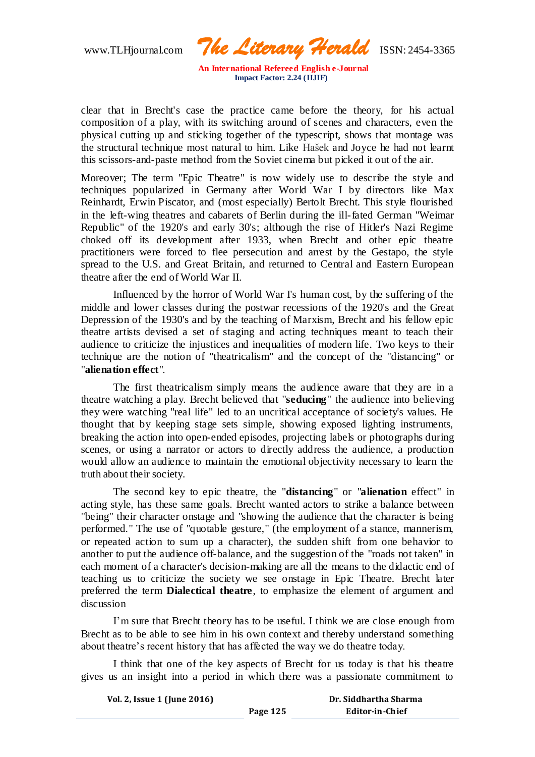clear that in Brecht's case the practice came before the theory, for his actual composition of a play, with its switching around of scenes and characters, even the physical cutting up and sticking together of the typescript, shows that montage was the structural technique most natural to him. Like Hašek and Joyce he had not learnt this scissors-and-paste method from the Soviet cinema but picked it out of the air.

Moreover; The term "Epic Theatre" is now widely use to describe the style and techniques popularized in Germany after World War I by directors like Max Reinhardt, Erwin Piscator, and (most especially) Bertolt Brecht. This style flourished in the left-wing theatres and cabarets of Berlin during the ill-fated German "Weimar Republic" of the 1920's and early 30's; although the rise of Hitler's Nazi Regime choked off its development after 1933, when Brecht and other epic theatre practitioners were forced to flee persecution and arrest by the Gestapo, the style spread to the U.S. and Great Britain, and returned to Central and Eastern European theatre after the end of World War II.

Influenced by the horror of World War I's human cost, by the suffering of the middle and lower classes during the postwar recessions of the 1920's and the Great Depression of the 1930's and by the teaching of Marxism, Brecht and his fellow epic theatre artists devised a set of staging and acting techniques meant to teach their audience to criticize the injustices and inequalities of modern life. Two keys to their technique are the notion of "theatricalism" and the concept of the "distancing" or "**alienation effect**".

The first theatricalism simply means the audience aware that they are in a theatre watching a play. Brecht believed that "**seducing**" the audience into believing they were watching "real life" led to an uncritical acceptance of society's values. He thought that by keeping stage sets simple, showing exposed lighting instruments, breaking the action into open-ended episodes, projecting labels or photographs during scenes, or using a narrator or actors to directly address the audience, a production would allow an audience to maintain the emotional objectivity necessary to learn the truth about their society.

The second key to epic theatre, the "**distancing**" or "**alienation** effect" in acting style, has these same goals. Brecht wanted actors to strike a balance between "being" their character onstage and "showing the audience that the character is being performed." The use of "quotable gesture," (the employment of a stance, mannerism, or repeated action to sum up a character), the sudden shift from one behavior to another to put the audience off-balance, and the suggestion of the "roads not taken" in each moment of a character's decision-making are all the means to the didactic end of teaching us to criticize the society we see onstage in Epic Theatre. Brecht later preferred the term **Dialectical theatre**, to emphasize the element of argument and discussion

I'm sure that Brecht theory has to be useful. I think we are close enough from Brecht as to be able to see him in his own context and thereby understand something about theatre's recent history that has affected the way we do theatre today.

I think that one of the key aspects of Brecht for us today is that his theatre gives us an insight into a period in which there was a passionate commitment to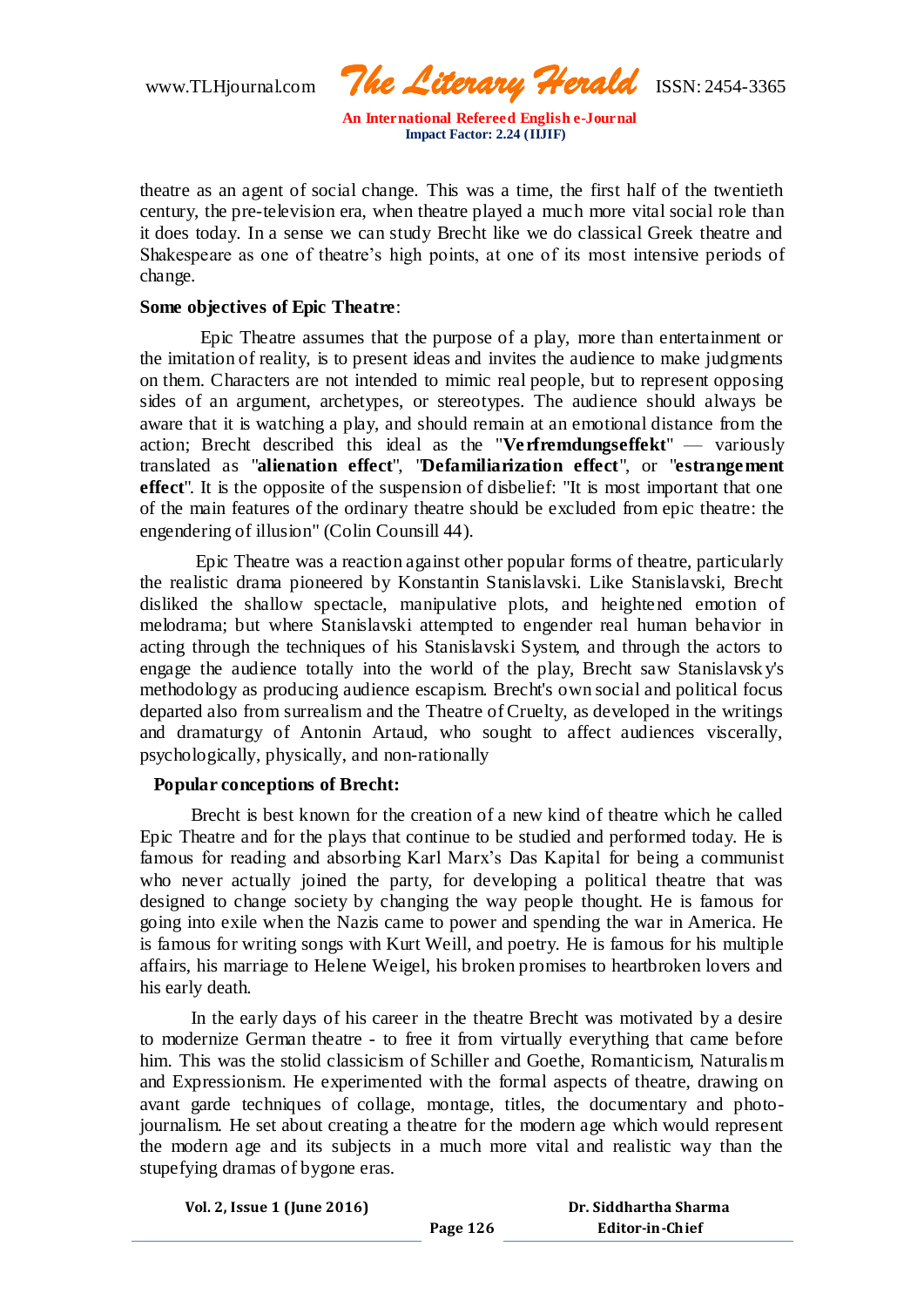theatre as an agent of social change. This was a time, the first half of the twentieth century, the pre-television era, when theatre played a much more vital social role than it does today. In a sense we can study Brecht like we do classical Greek theatre and Shakespeare as one of theatre's high points, at one of its most intensive periods of change.

**Some objectives of Epic Theatre**:

Epic Theatre assumes that the purpose of a play, more than entertainment or the imitation of reality, is to present ideas and invites the audience to make judgments on them. Characters are not intended to mimic real people, but to represent opposing sides of an argument, archetypes, or stereotypes. The audience should always be aware that it is watching a play, and should remain at an emotional distance from the action; Brecht described this ideal as the "**Verfremdungseffekt**" — variously translated as "**alienation effect**", "**Defamiliarization effect**", or "**estrangement effect**". It is the opposite of the suspension of disbelief: "It is most important that one of the main features of the ordinary theatre should be excluded from epic theatre: the engendering of illusion" (Colin Counsill 44).

Epic Theatre was a reaction against other popular forms of theatre, particularly the realistic drama pioneered by Konstantin Stanislavski. Like Stanislavski, Brecht disliked the shallow spectacle, manipulative plots, and heightened emotion of melodrama; but where Stanislavski attempted to engender real human behavior in acting through the techniques of his Stanislavski System, and through the actors to engage the audience totally into the world of the play, Brecht saw Stanislavsky's methodology as producing audience escapism. Brecht's own social and political focus departed also from surrealism and the Theatre of Cruelty, as developed in the writings and dramaturgy of Antonin Artaud, who sought to affect audiences viscerally, psychologically, physically, and non-rationally

**Popular conceptions of Brecht:**

Brecht is best known for the creation of a new kind of theatre which he called Epic Theatre and for the plays that continue to be studied and performed today. He is famous for reading and absorbing Karl Marx's Das Kapital for being a communist who never actually joined the party, for developing a political theatre that was designed to change society by changing the way people thought. He is famous for going into exile when the Nazis came to power and spending the war in America. He is famous for writing songs with Kurt Weill, and poetry. He is famous for his multiple affairs, his marriage to Helene Weigel, his broken promises to heartbroken lovers and his early death.

In the early days of his career in the theatre Brecht was motivated by a desire to modernize German theatre - to free it from virtually everything that came before him. This was the stolid classicism of Schiller and Goethe, Romanticism, Naturalism and Expressionism. He experimented with the formal aspects of theatre, drawing on avant garde techniques of collage, montage, titles, the documentary and photo-journalism. He set about creating a theatre for the modern age which would represent the modern age and its subjects in a much more vital and realistic way than the stupefying dramas of bygone eras.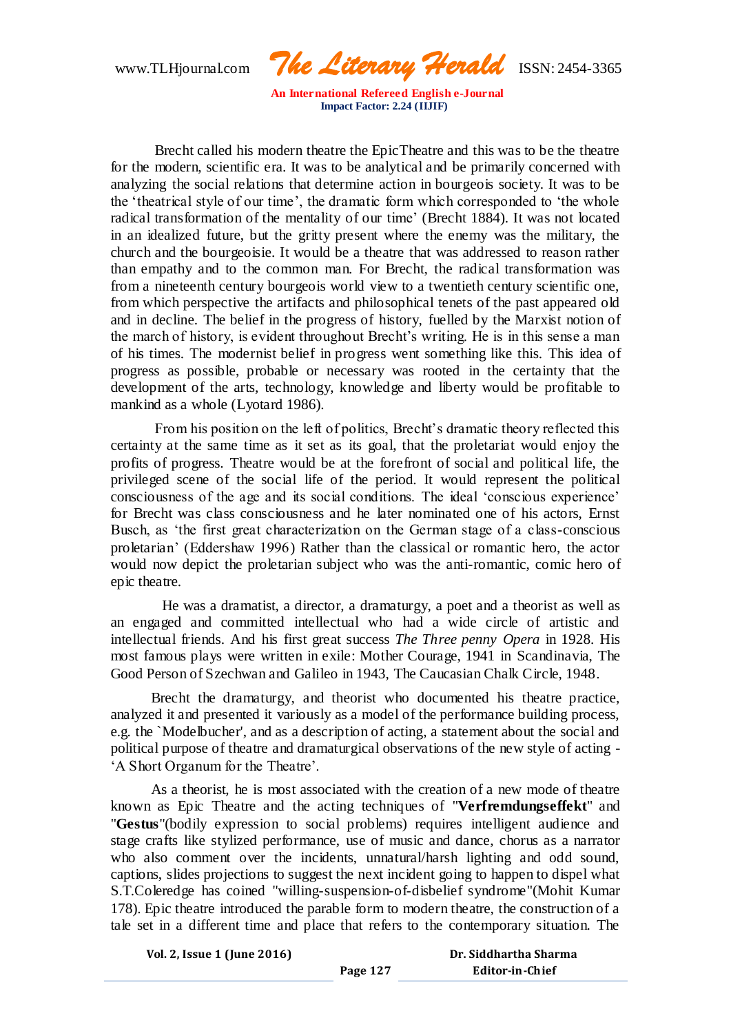Brecht called his modern theatre the EpicTheatre and this was to be the theatre for the modern, scientific era. It was to be analytical and be primarily concerned with analyzing the social relations that determine action in bourgeois society. It was to be the 'theatrical style of our time', the dramatic form which corresponded to 'the whole radical transformation of the mentality of our time' (Brecht 1884). It was not located in an idealized future, but the gritty present where the enemy was the military, the church and the bourgeoisie. It would be a theatre that was addressed to reason rather than empathy and to the common man. For Brecht, the radical transformation was from a nineteenth century bourgeois world view to a twentieth century scientific one, from which perspective the artifacts and philosophical tenets of the past appeared old and in decline. The belief in the progress of history, fuelled by the Marxist notion of the march of history, is evident throughout Brecht's writing. He is in this sense a man of his times. The modernist belief in progress went something like this. This idea of progress as possible, probable or necessary was rooted in the certainty that the development of the arts, technology, knowledge and liberty would be profitable to mankind as a whole (Lyotard 1986).

From his position on the left of politics, Brecht's dramatic theory reflected this certainty at the same time as it set as its goal, that the proletariat would enjoy the profits of progress. Theatre would be at the forefront of social and political life, the privileged scene of the social life of the period. It would represent the political consciousness of the age and its social conditions. The ideal 'conscious experience' for Brecht was class consciousness and he later nominated one of his actors, Ernst Busch, as 'the first great characterization on the German stage of a class-conscious proletarian' (Eddershaw 1996) Rather than the classical or romantic hero, the actor would now depict the proletarian subject who was the anti-romantic, comic hero of epic theatre.

He was a dramatist, a director, a dramaturgy, a poet and a theorist as well as an engaged and committed intellectual who had a wide circle of artistic and intellectual friends. And his first great success *The Three penny Opera* in 1928. His most famous plays were written in exile: Mother Courage, 1941 in Scandinavia, The Good Person of Szechwan and Galileo in 1943, The Caucasian Chalk Circle, 1948.

Brecht the dramaturgy, and theorist who documented his theatre practice, analyzed it and presented it variously as a model of the performance building process, e.g. the `Modelbucher', and as a description of acting, a statement about the social and political purpose of theatre and dramaturgical observations of the new style of acting - 'A Short Organum for the Theatre'.

As a theorist, he is most associated with the creation of a new mode of theatre known as Epic Theatre and the acting techniques of "**Verfremdungseffekt**" and "**Gestus**"(bodily expression to social problems) requires intelligent audience and stage crafts like stylized performance, use of music and dance, chorus as a narrator who also comment over the incidents, unnatural/harsh lighting and odd sound, captions, slides projections to suggest the next incident going to happen to dispel what S.T.Coleredge has coined "willing-suspension-of-disbelief syndrome"(Mohit Kumar 178). Epic theatre introduced the parable form to modern theatre, the construction of a tale set in a different time and place that refers to the contemporary situation. The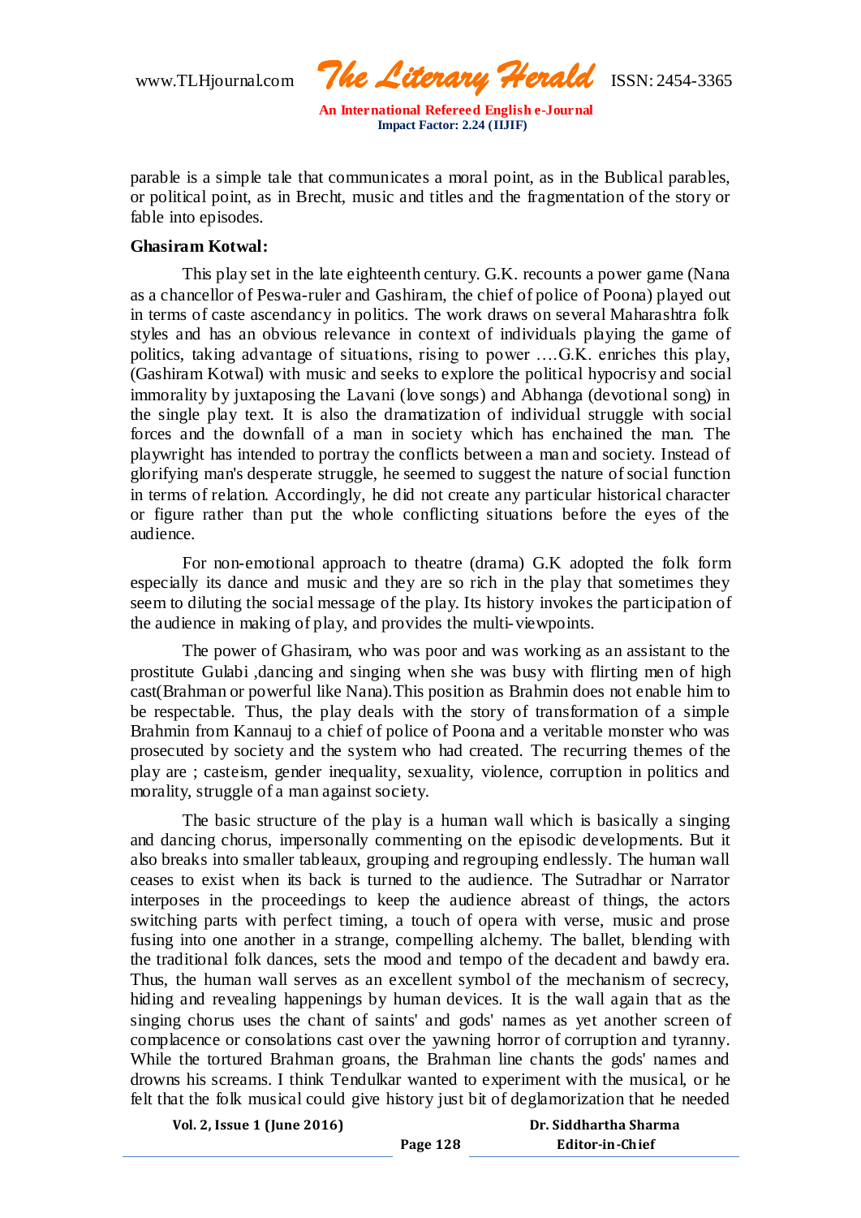parable is a simple tale that communicates a moral point, as in the Bublical parables, or political point, as in Brecht, music and titles and the fragmentation of the story or fable into episodes.

**Ghasiram Kotwal:**

This play set in the late eighteenth century. G.K. recounts a power game (Nana as a chancellor of Peswa-ruler and Gashiram, the chief of police of Poona) played out in terms of caste ascendancy in politics. The work draws on several Maharashtra folk styles and has an obvious relevance in context of individuals playing the game of politics, taking advantage of situations, rising to power ….G.K. enriches this play, (Gashiram Kotwal) with music and seeks to explore the political hypocrisy and social immorality by juxtaposing the Lavani (love songs) and Abhanga (devotional song) in the single play text. It is also the dramatization of individual struggle with social forces and the downfall of a man in society which has enchained the man. The playwright has intended to portray the conflicts between a man and society. Instead of glorifying man's desperate struggle, he seemed to suggest the nature of social function in terms of relation. Accordingly, he did not create any particular historical character or figure rather than put the whole conflicting situations before the eyes of the audience.

For non-emotional approach to theatre (drama) G.K adopted the folk form especially its dance and music and they are so rich in the play that sometimes they seem to diluting the social message of the play. Its history invokes the participation of the audience in making of play, and provides the multi-viewpoints.

The power of Ghasiram, who was poor and was working as an assistant to the prostitute Gulabi ,dancing and singing when she was busy with flirting men of high cast(Brahman or powerful like Nana).This position as Brahmin does not enable him to be respectable. Thus, the play deals with the story of transformation of a simple Brahmin from Kannauj to a chief of police of Poona and a veritable monster who was prosecuted by society and the system who had created. The recurring themes of the play are ; casteism, gender inequality, sexuality, violence, corruption in politics and morality, struggle of a man against society.

The basic structure of the play is a human wall which is basically a singing and dancing chorus, impersonally commenting on the episodic developments. But it also breaks into smaller tableaux, grouping and regrouping endlessly. The human wall ceases to exist when its back is turned to the audience. The Sutradhar or Narrator interposes in the proceedings to keep the audience abreast of things, the actors switching parts with perfect timing, a touch of opera with verse, music and prose fusing into one another in a strange, compelling alchemy. The ballet, blending with the traditional folk dances, sets the mood and tempo of the decadent and bawdy era. Thus, the human wall serves as an excellent symbol of the mechanism of secrecy, hiding and revealing happenings by human devices. It is the wall again that as the singing chorus uses the chant of saints' and gods' names as yet another screen of complacence or consolations cast over the yawning horror of corruption and tyranny. While the tortured Brahman groans, the Brahman line chants the gods' names and drowns his screams. I think Tendulkar wanted to experiment with the musical, or he felt that the folk musical could give history just bit of deglamorization that he needed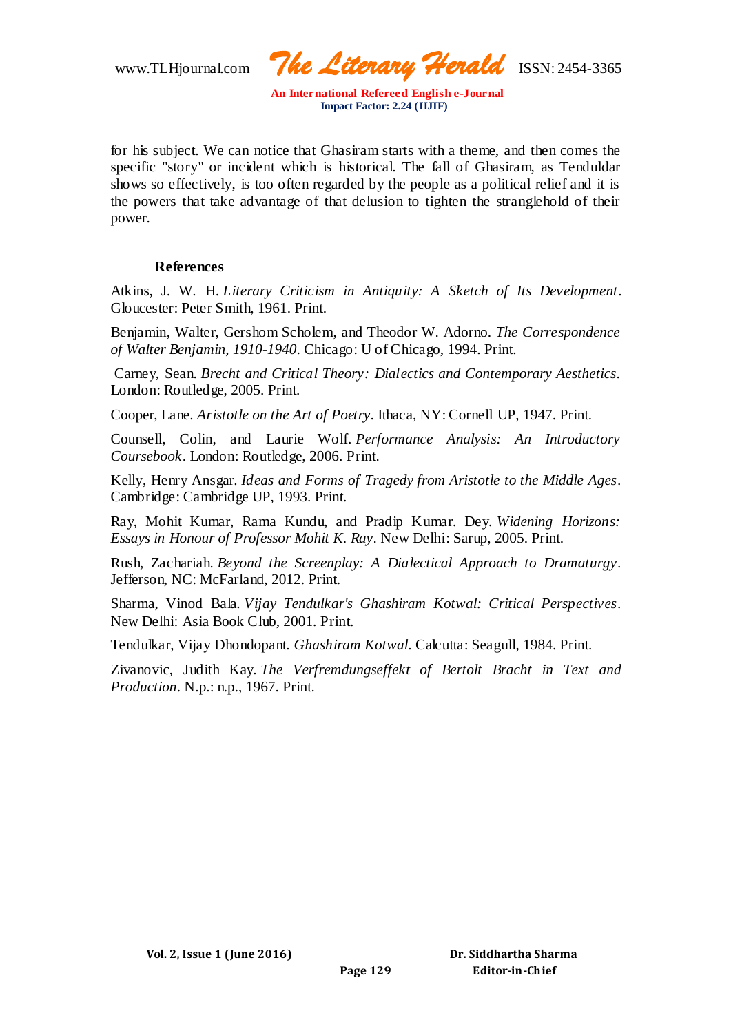for his subject. We can notice that Ghasiram starts with a theme, and then comes the specific "story" or incident which is historical. The fall of Ghasiram, as Tenduldar shows so effectively, is too often regarded by the people as a political relief and it is the powers that take advantage of that delusion to tighten the stranglehold of their power.

**References**

Atkins, J. W. H. *Literary Criticism in Antiquity: A Sketch of Its Development*. Gloucester: Peter Smith, 1961. Print.

Benjamin, Walter, Gershom Scholem, and Theodor W. Adorno. *The Correspondence of Walter Benjamin, 1910-1940*. Chicago: U of Chicago, 1994. Print.

Carney, Sean. *Brecht and Critical Theory: Dialectics and Contemporary Aesthetics*. London: Routledge, 2005. Print.

Cooper, Lane. *Aristotle on the Art of Poetry*. Ithaca, NY: Cornell UP, 1947. Print.

Counsell, Colin, and Laurie Wolf. *Performance Analysis: An Introductory Coursebook*. London: Routledge, 2006. Print.

Kelly, Henry Ansgar. *Ideas and Forms of Tragedy from Aristotle to the Middle Ages*. Cambridge: Cambridge UP, 1993. Print.

Ray, Mohit Kumar, Rama Kundu, and Pradip Kumar. Dey. *Widening Horizons: Essays in Honour of Professor Mohit K. Ray*. New Delhi: Sarup, 2005. Print.

Rush, Zachariah. *Beyond the Screenplay: A Dialectical Approach to Dramaturgy*. Jefferson, NC: McFarland, 2012. Print.

Sharma, Vinod Bala. *Vijay Tendulkar's Ghashiram Kotwal: Critical Perspectives*. New Delhi: Asia Book Club, 2001. Print.

Tendulkar, Vijay Dhondopant. *Ghashiram Kotwal*. Calcutta: Seagull, 1984. Print.

Zivanovic, Judith Kay. *The Verfremdungseffekt of Bertolt Bracht in Text and Production*. N.p.: n.p., 1967. Print.